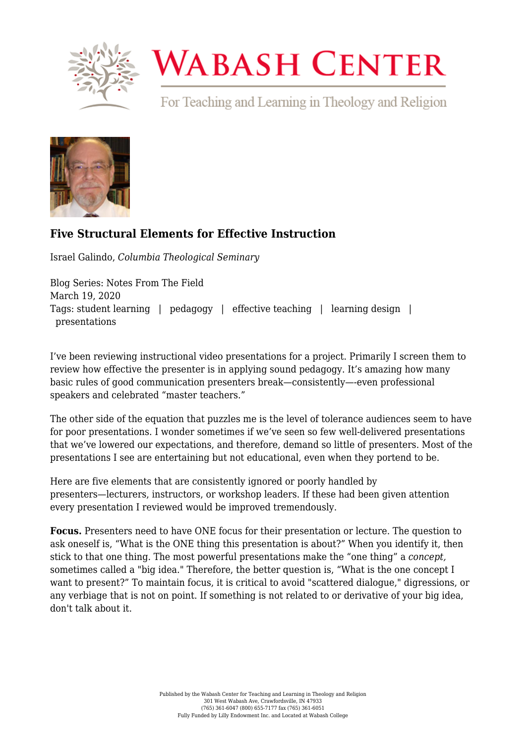# Wabash Center

For Teaching and Learning in Theology and Religion

## Five Structural Elements for Effective Instruction

Israel Galindo, *Columbia Theological Seminary*

Blog Series: Notes From The Field
March 19, 2020
Tags: student learning | pedagogy | effective teaching | learning design | presentations

I've been reviewing instructional video presentations for a project. Primarily I screen them to review how effective the presenter is in applying sound pedagogy. It's amazing how many basic rules of good communication presenters break—consistently—-even professional speakers and celebrated "master teachers."

The other side of the equation that puzzles me is the level of tolerance audiences seem to have for poor presentations. I wonder sometimes if we've seen so few well-delivered presentations that we've lowered our expectations, and therefore, demand so little of presenters. Most of the presentations I see are entertaining but not educational, even when they portend to be.

Here are five elements that are consistently ignored or poorly handled by presenters—lecturers, instructors, or workshop leaders. If these had been given attention every presentation I reviewed would be improved tremendously.

**Focus.** Presenters need to have ONE focus for their presentation or lecture. The question to ask oneself is, "What is the ONE thing this presentation is about?" When you identify it, then stick to that one thing. The most powerful presentations make the "one thing" a *concept,* sometimes called a "big idea." Therefore, the better question is, "What is the one concept I want to present?" To maintain focus, it is critical to avoid "scattered dialogue," digressions, or any verbiage that is not on point. If something is not related to or derivative of your big idea, don't talk about it.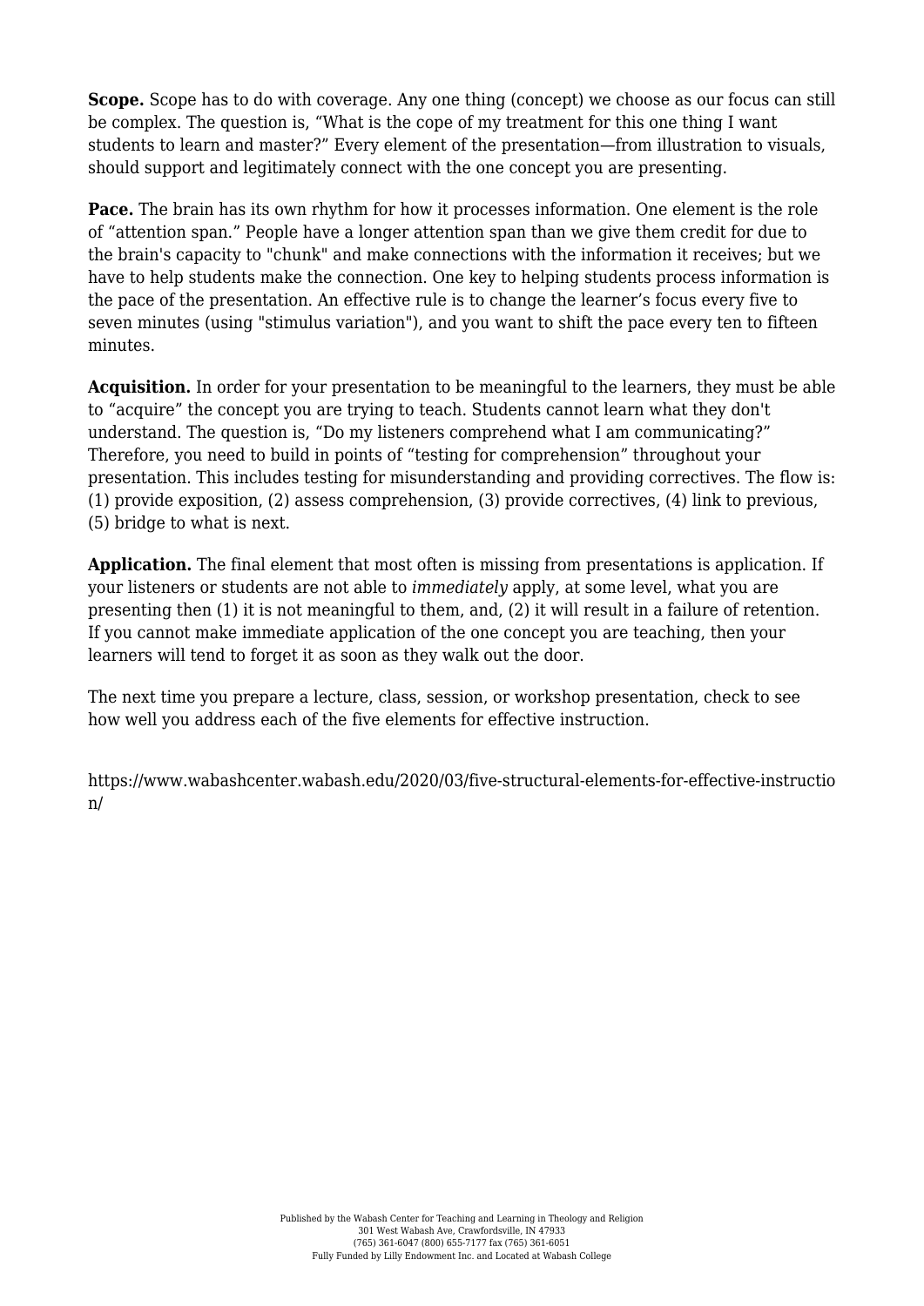**Scope.** Scope has to do with coverage. Any one thing (concept) we choose as our focus can still be complex. The question is, "What is the cope of my treatment for this one thing I want students to learn and master?" Every element of the presentation—from illustration to visuals, should support and legitimately connect with the one concept you are presenting.

**Pace.** The brain has its own rhythm for how it processes information. One element is the role of "attention span." People have a longer attention span than we give them credit for due to the brain's capacity to "chunk" and make connections with the information it receives; but we have to help students make the connection. One key to helping students process information is the pace of the presentation. An effective rule is to change the learner's focus every five to seven minutes (using "stimulus variation"), and you want to shift the pace every ten to fifteen minutes.

**Acquisition.** In order for your presentation to be meaningful to the learners, they must be able to "acquire" the concept you are trying to teach. Students cannot learn what they don't understand. The question is, "Do my listeners comprehend what I am communicating?" Therefore, you need to build in points of "testing for comprehension" throughout your presentation. This includes testing for misunderstanding and providing correctives. The flow is: (1) provide exposition, (2) assess comprehension, (3) provide correctives, (4) link to previous, (5) bridge to what is next.

**Application.** The final element that most often is missing from presentations is application. If your listeners or students are not able to *immediately* apply, at some level, what you are presenting then (1) it is not meaningful to them, and, (2) it will result in a failure of retention. If you cannot make immediate application of the one concept you are teaching, then your learners will tend to forget it as soon as they walk out the door.

The next time you prepare a lecture, class, session, or workshop presentation, check to see how well you address each of the five elements for effective instruction.

https://www.wabashcenter.wabash.edu/2020/03/five-structural-elements-for-effective-instruction/